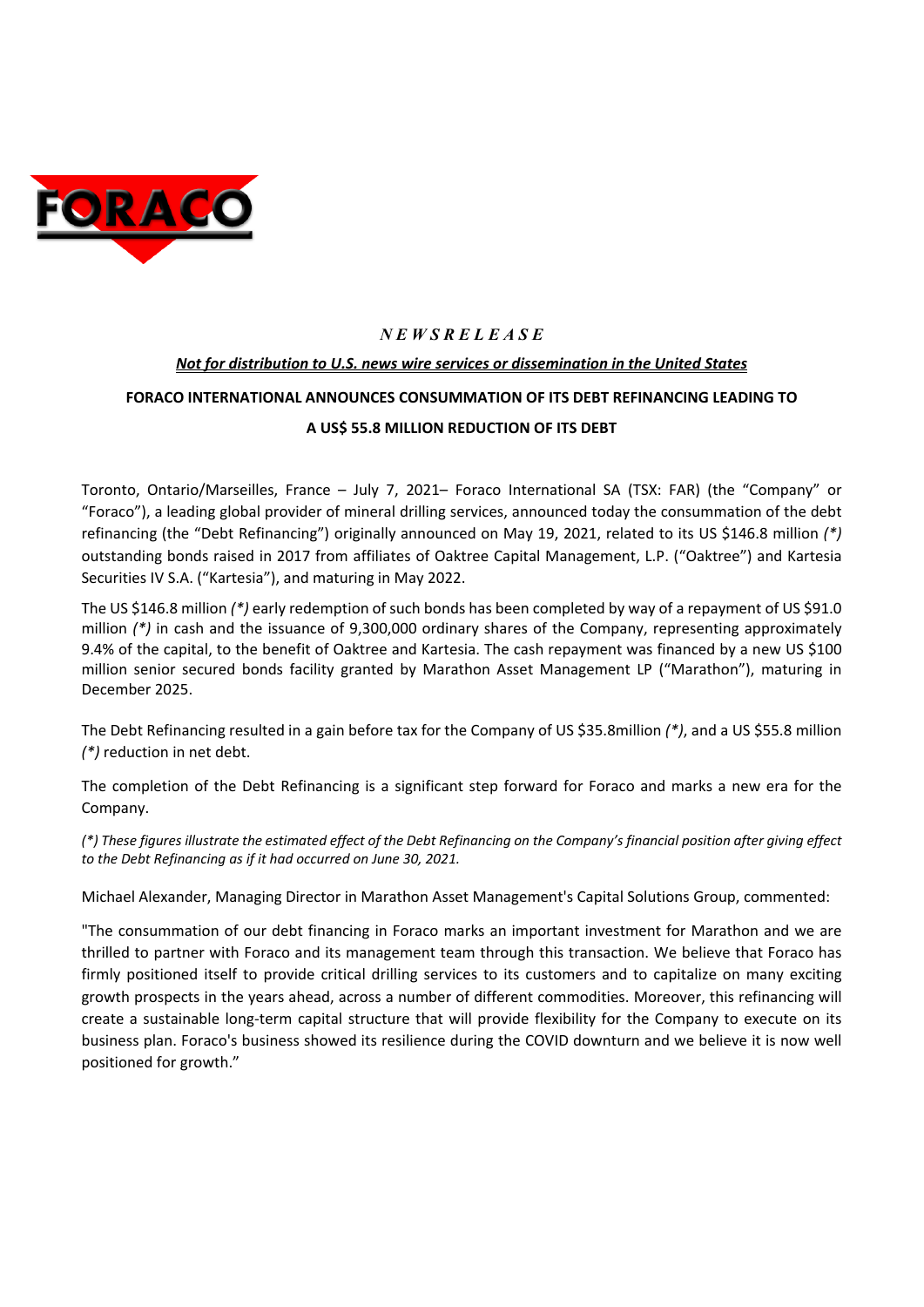*NEWSRELEASE*

***Not for distribution to U.S. news wire services or dissemination in the United States***

**FORACO INTERNATIONAL ANNOUNCES CONSUMMATION OF ITS DEBT REFINANCING LEADING TO A US$ 55.8 MILLION REDUCTION OF ITS DEBT**

Toronto, Ontario/Marseilles, France – July 7, 2021– Foraco International SA (TSX: FAR) (the "Company" or "Foraco"), a leading global provider of mineral drilling services, announced today the consummation of the debt refinancing (the "Debt Refinancing") originally announced on May 19, 2021, related to its US $146.8 million *(*)* outstanding bonds raised in 2017 from affiliates of Oaktree Capital Management, L.P. ("Oaktree") and Kartesia Securities IV S.A. ("Kartesia"), and maturing in May 2022.

The US $146.8 million *(*)* early redemption of such bonds has been completed by way of a repayment of US $91.0 million *(*)* in cash and the issuance of 9,300,000 ordinary shares of the Company, representing approximately 9.4% of the capital, to the benefit of Oaktree and Kartesia. The cash repayment was financed by a new US $100 million senior secured bonds facility granted by Marathon Asset Management LP ("Marathon"), maturing in December 2025.

The Debt Refinancing resulted in a gain before tax for the Company of US $35.8million *(*)*, and a US $55.8 million *(*)* reduction in net debt.

The completion of the Debt Refinancing is a significant step forward for Foraco and marks a new era for the Company.

*(*) These figures illustrate the estimated effect of the Debt Refinancing on the Company's financial position after giving effect to the Debt Refinancing as if it had occurred on June 30, 2021.*

Michael Alexander, Managing Director in Marathon Asset Management's Capital Solutions Group, commented:

"The consummation of our debt financing in Foraco marks an important investment for Marathon and we are thrilled to partner with Foraco and its management team through this transaction. We believe that Foraco has firmly positioned itself to provide critical drilling services to its customers and to capitalize on many exciting growth prospects in the years ahead, across a number of different commodities. Moreover, this refinancing will create a sustainable long-term capital structure that will provide flexibility for the Company to execute on its business plan. Foraco's business showed its resilience during the COVID downturn and we believe it is now well positioned for growth."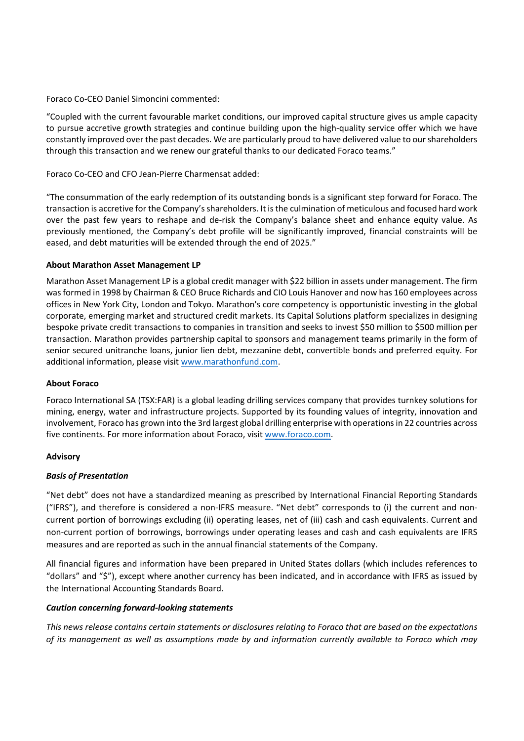Foraco Co-CEO Daniel Simoncini commented:

"Coupled with the current favourable market conditions, our improved capital structure gives us ample capacity to pursue accretive growth strategies and continue building upon the high-quality service offer which we have constantly improved over the past decades. We are particularly proud to have delivered value to our shareholders through this transaction and we renew our grateful thanks to our dedicated Foraco teams."

Foraco Co-CEO and CFO Jean-Pierre Charmensat added:

"The consummation of the early redemption of its outstanding bonds is a significant step forward for Foraco. The transaction is accretive for the Company's shareholders. It is the culmination of meticulous and focused hard work over the past few years to reshape and de-risk the Company's balance sheet and enhance equity value. As previously mentioned, the Company's debt profile will be significantly improved, financial constraints will be eased, and debt maturities will be extended through the end of 2025."

**About Marathon Asset Management LP**

Marathon Asset Management LP is a global credit manager with $22 billion in assets under management. The firm was formed in 1998 by Chairman & CEO Bruce Richards and CIO Louis Hanover and now has 160 employees across offices in New York City, London and Tokyo. Marathon's core competency is opportunistic investing in the global corporate, emerging market and structured credit markets. Its Capital Solutions platform specializes in designing bespoke private credit transactions to companies in transition and seeks to invest $50 million to $500 million per transaction. Marathon provides partnership capital to sponsors and management teams primarily in the form of senior secured unitranche loans, junior lien debt, mezzanine debt, convertible bonds and preferred equity. For additional information, please visit www.marathonfund.com.

**About Foraco**

Foraco International SA (TSX:FAR) is a global leading drilling services company that provides turnkey solutions for mining, energy, water and infrastructure projects. Supported by its founding values of integrity, innovation and involvement, Foraco has grown into the 3rd largest global drilling enterprise with operations in 22 countries across five continents. For more information about Foraco, visit www.foraco.com.

**Advisory**

***Basis of Presentation***

"Net debt" does not have a standardized meaning as prescribed by International Financial Reporting Standards ("IFRS"), and therefore is considered a non-IFRS measure. "Net debt" corresponds to (i) the current and non-current portion of borrowings excluding (ii) operating leases, net of (iii) cash and cash equivalents. Current and non-current portion of borrowings, borrowings under operating leases and cash and cash equivalents are IFRS measures and are reported as such in the annual financial statements of the Company.

All financial figures and information have been prepared in United States dollars (which includes references to "dollars" and "$"), except where another currency has been indicated, and in accordance with IFRS as issued by the International Accounting Standards Board.

***Caution concerning forward-looking statements***

*This news release contains certain statements or disclosures relating to Foraco that are based on the expectations of its management as well as assumptions made by and information currently available to Foraco which may*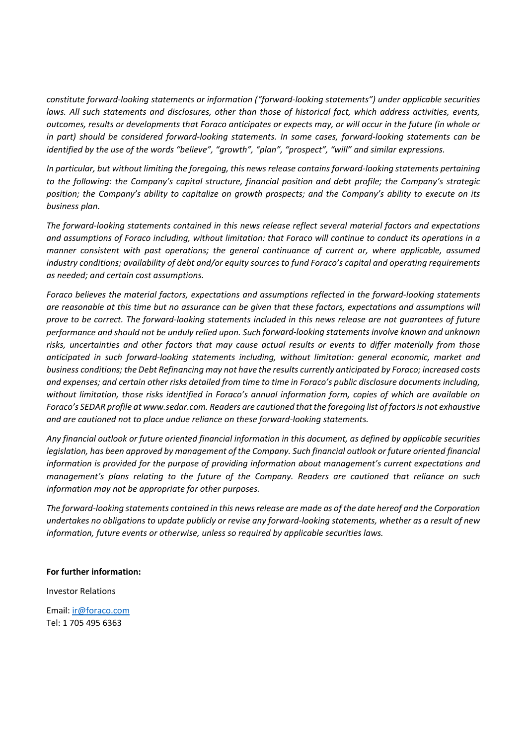*constitute forward-looking statements or information ("forward-looking statements") under applicable securities laws. All such statements and disclosures, other than those of historical fact, which address activities, events, outcomes, results or developments that Foraco anticipates or expects may, or will occur in the future (in whole or in part) should be considered forward-looking statements. In some cases, forward-looking statements can be identified by the use of the words "believe", "growth", "plan", "prospect", "will" and similar expressions.*

*In particular, but without limiting the foregoing, this news release contains forward-looking statements pertaining to the following: the Company's capital structure, financial position and debt profile; the Company's strategic position; the Company's ability to capitalize on growth prospects; and the Company's ability to execute on its business plan.*

*The forward-looking statements contained in this news release reflect several material factors and expectations and assumptions of Foraco including, without limitation: that Foraco will continue to conduct its operations in a manner consistent with past operations; the general continuance of current or, where applicable, assumed industry conditions; availability of debt and/or equity sources to fund Foraco's capital and operating requirements as needed; and certain cost assumptions.*

*Foraco believes the material factors, expectations and assumptions reflected in the forward-looking statements are reasonable at this time but no assurance can be given that these factors, expectations and assumptions will prove to be correct. The forward-looking statements included in this news release are not guarantees of future performance and should not be unduly relied upon. Such forward-looking statements involve known and unknown risks, uncertainties and other factors that may cause actual results or events to differ materially from those anticipated in such forward-looking statements including, without limitation: general economic, market and business conditions; the Debt Refinancing may not have the results currently anticipated by Foraco; increased costs and expenses; and certain other risks detailed from time to time in Foraco's public disclosure documents including, without limitation, those risks identified in Foraco's annual information form, copies of which are available on Foraco's SEDAR profile at www.sedar.com. Readers are cautioned that the foregoing list of factors is not exhaustive and are cautioned not to place undue reliance on these forward-looking statements.*

*Any financial outlook or future oriented financial information in this document, as defined by applicable securities legislation, has been approved by management of the Company. Such financial outlook or future oriented financial information is provided for the purpose of providing information about management's current expectations and management's plans relating to the future of the Company. Readers are cautioned that reliance on such information may not be appropriate for other purposes.*

*The forward-looking statements contained in this news release are made as of the date hereof and the Corporation undertakes no obligations to update publicly or revise any forward-looking statements, whether as a result of new information, future events or otherwise, unless so required by applicable securities laws.*

**For further information:**

Investor Relations

Email: ir@foraco.com
Tel: 1 705 495 6363